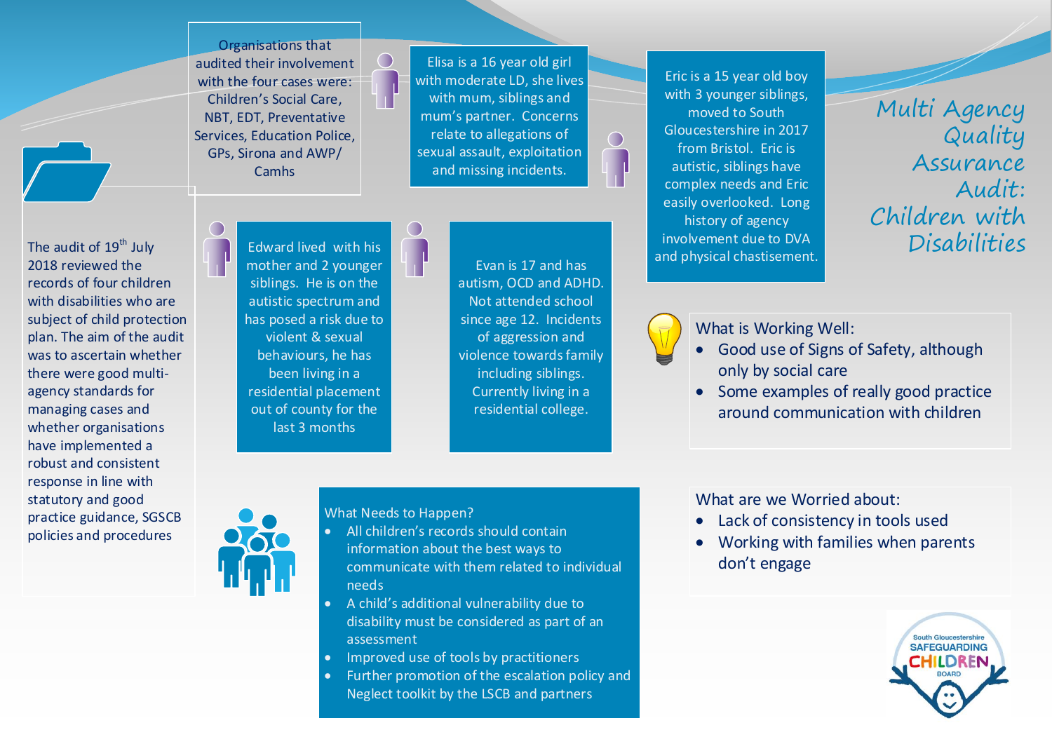# Multi Agency Quality Assurance Audit: Children with Disabilities

The audit of 19th July 2018 reviewed the records of four children with disabilities who are subject of child protection plan. The aim of the audit was to ascertain whether there were good multi-agency standards for managing cases and whether organisations have implemented a robust and consistent response in line with statutory and good practice guidance, SGSCB policies and procedures

Organisations that audited their involvement with the four cases were: Children's Social Care, NBT, EDT, Preventative Services, Education Police, GPs, Sirona and AWP/ Camhs

Elisa is a 16 year old girl with moderate LD, she lives with mum, siblings and mum's partner. Concerns relate to allegations of sexual assault, exploitation and missing incidents.

Eric is a 15 year old boy with 3 younger siblings, moved to South Gloucestershire in 2017 from Bristol. Eric is autistic, siblings have complex needs and Eric easily overlooked. Long history of agency involvement due to DVA and physical chastisement.

Edward lived with his mother and 2 younger siblings. He is on the autistic spectrum and has posed a risk due to violent & sexual behaviours, he has been living in a residential placement out of county for the last 3 months

Evan is 17 and has autism, OCD and ADHD. Not attended school since age 12. Incidents of aggression and violence towards family including siblings. Currently living in a residential college.

## What is Working Well:

- Good use of Signs of Safety, although only by social care
- Some examples of really good practice around communication with children

## What are we Worried about:

- Lack of consistency in tools used
- Working with families when parents don't engage

## What Needs to Happen?

- All children's records should contain information about the best ways to communicate with them related to individual needs
- A child's additional vulnerability due to disability must be considered as part of an assessment
- Improved use of tools by practitioners
- Further promotion of the escalation policy and Neglect toolkit by the LSCB and partners

South Gloucestershire SAFEGUARDING CHILDREN BOARD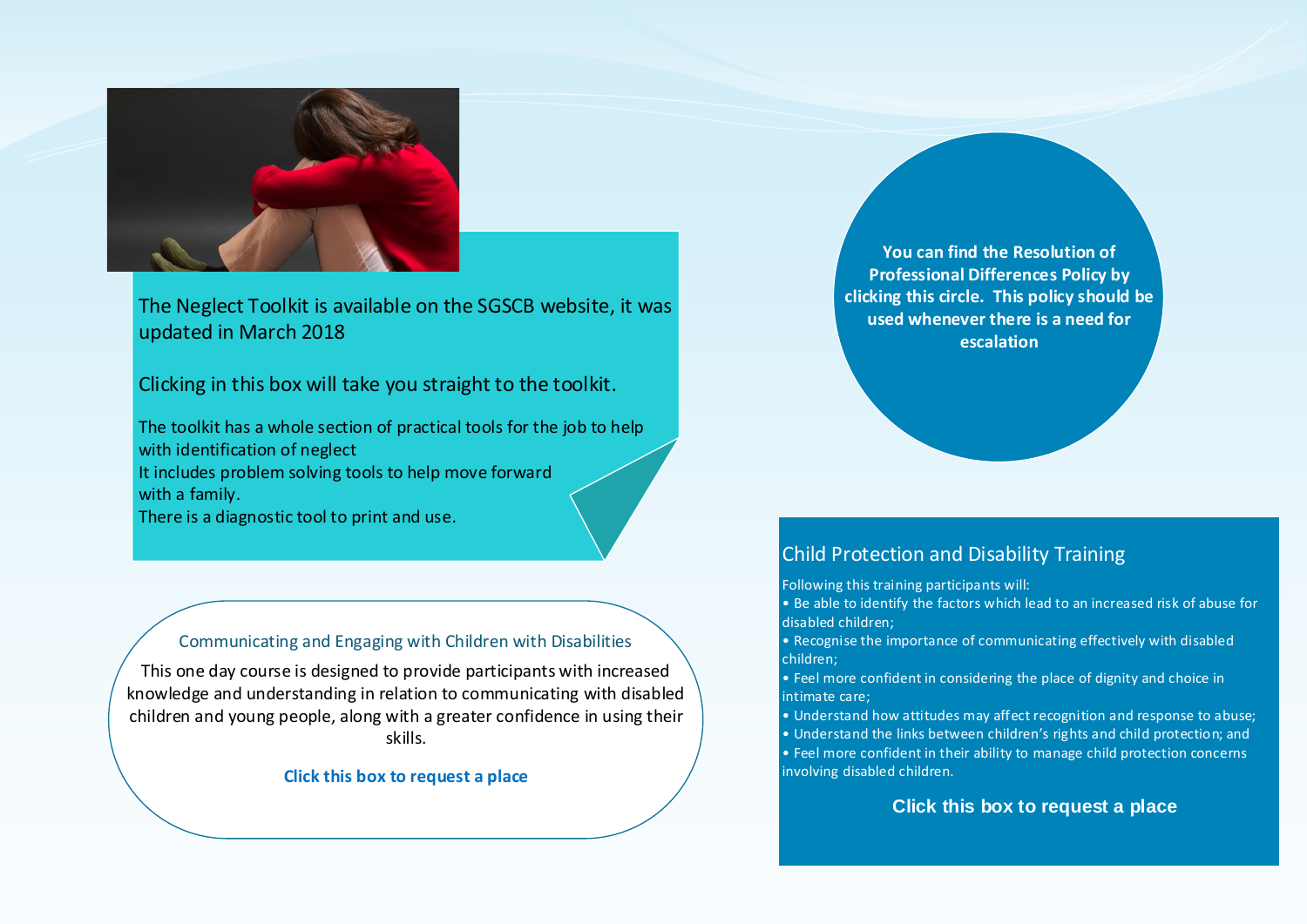The Neglect Toolkit is available on the SGSCB website, it was updated in March 2018

Clicking in this box will take you straight to the toolkit.

The toolkit has a whole section of practical tools for the job to help with identification of neglect
It includes problem solving tools to help move forward with a family.
There is a diagnostic tool to print and use.

**You can find the Resolution of Professional Differences Policy by clicking this circle. This policy should be used whenever there is a need for escalation**

## Communicating and Engaging with Children with Disabilities

This one day course is designed to provide participants with increased knowledge and understanding in relation to communicating with disabled children and young people, along with a greater confidence in using their skills.

**Click this box to request a place**

## Child Protection and Disability Training

Following this training participants will:

- Be able to identify the factors which lead to an increased risk of abuse for disabled children;
- Recognise the importance of communicating effectively with disabled children;
- Feel more confident in considering the place of dignity and choice in intimate care;
- Understand how attitudes may affect recognition and response to abuse;
- Understand the links between children's rights and child protection; and
- Feel more confident in their ability to manage child protection concerns involving disabled children.

**Click this box to request a place**